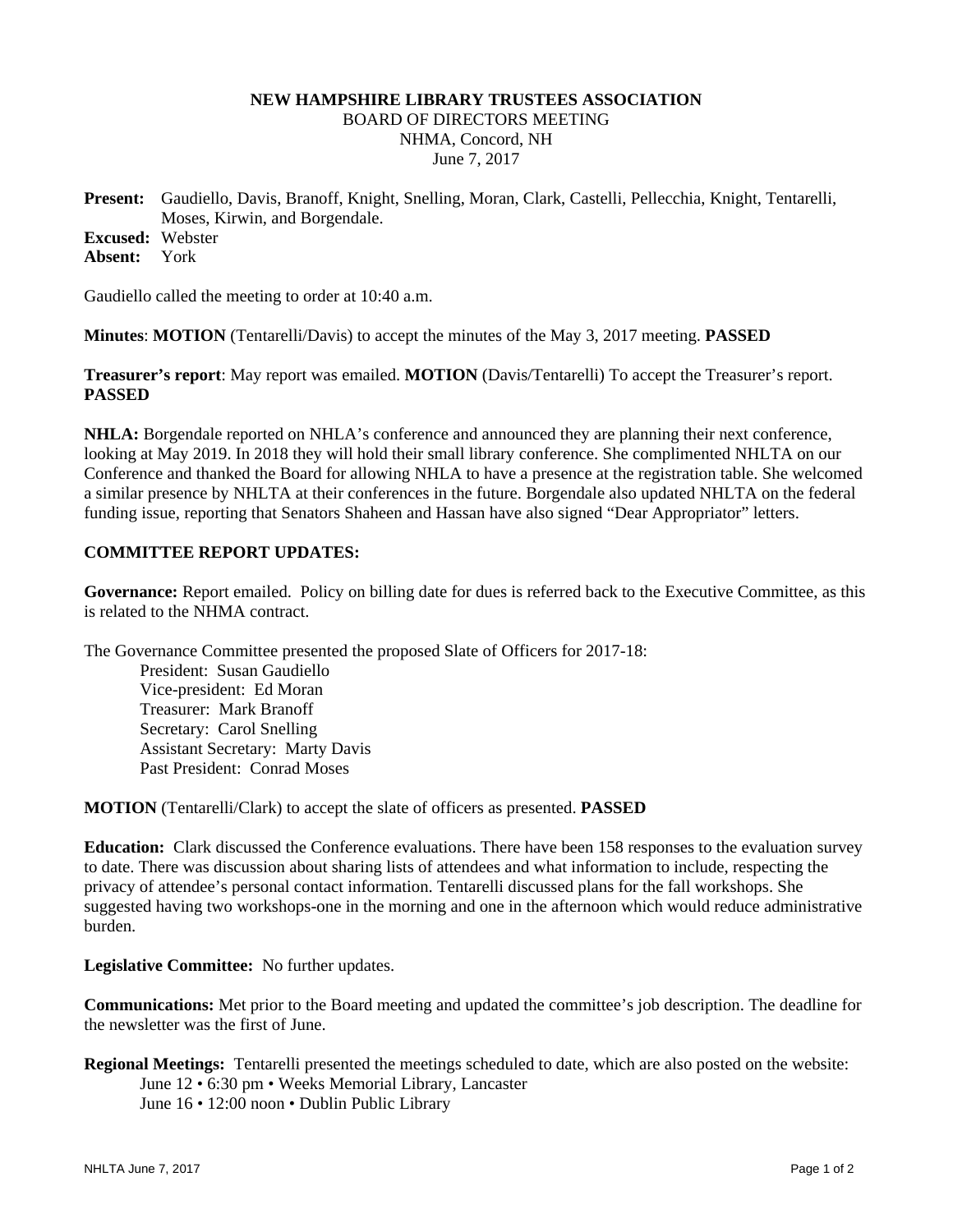**NEW HAMPSHIRE LIBRARY TRUSTEES ASSOCIATION**
BOARD OF DIRECTORS MEETING
NHMA, Concord, NH
June 7, 2017

**Present:** Gaudiello, Davis, Branoff, Knight, Snelling, Moran, Clark, Castelli, Pellecchia, Knight, Tentarelli, Moses, Kirwin, and Borgendale.
**Excused:** Webster
**Absent:** York

Gaudiello called the meeting to order at 10:40 a.m.

**Minutes**: **MOTION** (Tentarelli/Davis) to accept the minutes of the May 3, 2017 meeting. **PASSED**

**Treasurer's report**: May report was emailed. **MOTION** (Davis/Tentarelli) To accept the Treasurer's report. **PASSED**

**NHLA:** Borgendale reported on NHLA's conference and announced they are planning their next conference, looking at May 2019. In 2018 they will hold their small library conference. She complimented NHLTA on our Conference and thanked the Board for allowing NHLA to have a presence at the registration table. She welcomed a similar presence by NHLTA at their conferences in the future. Borgendale also updated NHLTA on the federal funding issue, reporting that Senators Shaheen and Hassan have also signed "Dear Appropriator" letters.

**COMMITTEE REPORT UPDATES:**

**Governance:** Report emailed. Policy on billing date for dues is referred back to the Executive Committee, as this is related to the NHMA contract.

The Governance Committee presented the proposed Slate of Officers for 2017-18:

- President: Susan Gaudiello
- Vice-president: Ed Moran
- Treasurer: Mark Branoff
- Secretary: Carol Snelling
- Assistant Secretary: Marty Davis
- Past President: Conrad Moses

**MOTION** (Tentarelli/Clark) to accept the slate of officers as presented. **PASSED**

**Education:** Clark discussed the Conference evaluations. There have been 158 responses to the evaluation survey to date. There was discussion about sharing lists of attendees and what information to include, respecting the privacy of attendee's personal contact information. Tentarelli discussed plans for the fall workshops. She suggested having two workshops-one in the morning and one in the afternoon which would reduce administrative burden.

**Legislative Committee:** No further updates.

**Communications:** Met prior to the Board meeting and updated the committee's job description. The deadline for the newsletter was the first of June.

**Regional Meetings:** Tentarelli presented the meetings scheduled to date, which are also posted on the website:

- June 12 • 6:30 pm • Weeks Memorial Library, Lancaster
- June 16 • 12:00 noon • Dublin Public Library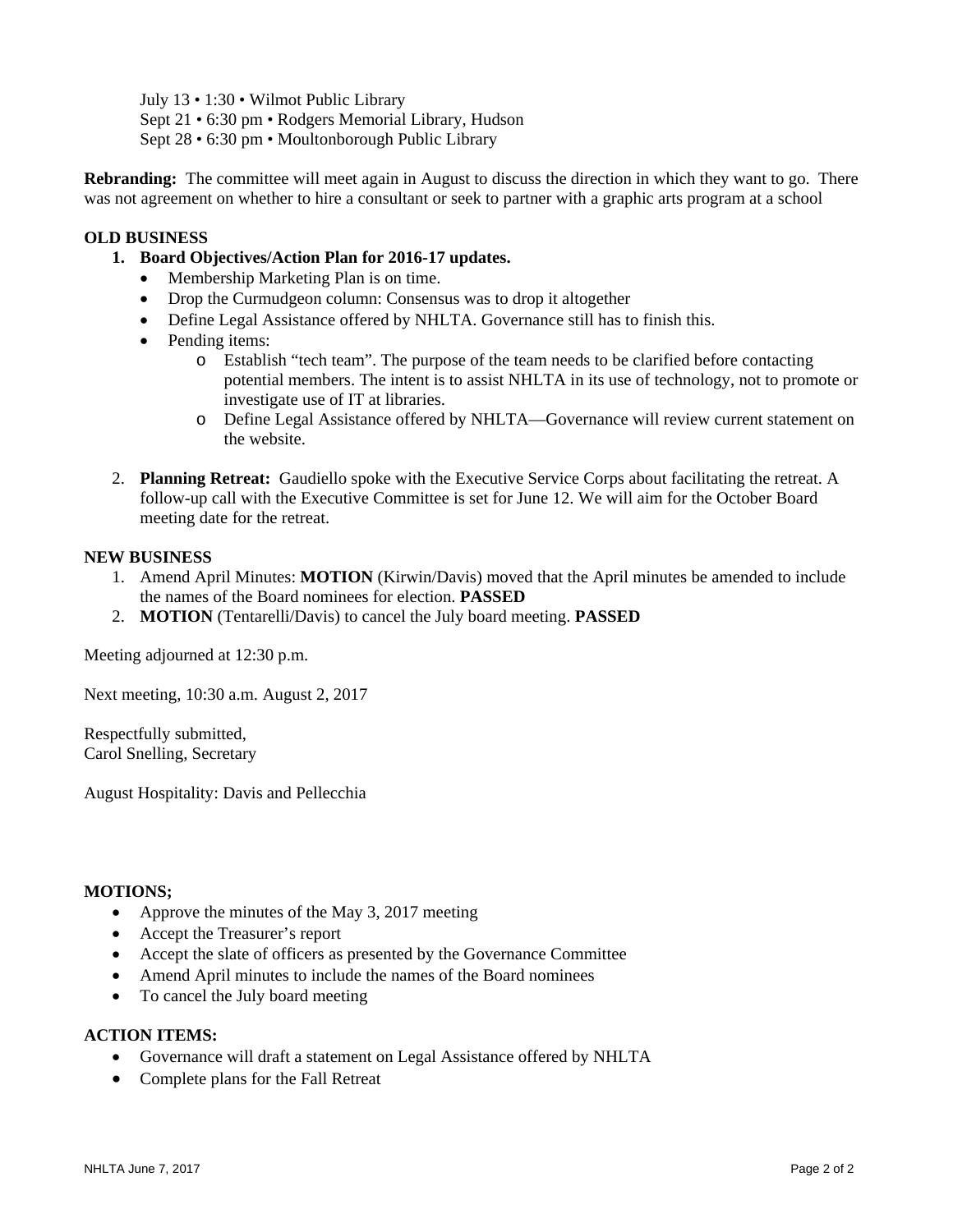July 13 • 1:30 • Wilmot Public Library
Sept 21 • 6:30 pm • Rodgers Memorial Library, Hudson
Sept 28 • 6:30 pm • Moultonborough Public Library

**Rebranding:** The committee will meet again in August to discuss the direction in which they want to go. There was not agreement on whether to hire a consultant or seek to partner with a graphic arts program at a school

**OLD BUSINESS**

1. **Board Objectives/Action Plan for 2016-17 updates.**
   - Membership Marketing Plan is on time.
   - Drop the Curmudgeon column: Consensus was to drop it altogether
   - Define Legal Assistance offered by NHLTA. Governance still has to finish this.
   - Pending items:
     - Establish "tech team". The purpose of the team needs to be clarified before contacting potential members. The intent is to assist NHLTA in its use of technology, not to promote or investigate use of IT at libraries.
     - Define Legal Assistance offered by NHLTA—Governance will review current statement on the website.

2. **Planning Retreat:** Gaudiello spoke with the Executive Service Corps about facilitating the retreat. A follow-up call with the Executive Committee is set for June 12. We will aim for the October Board meeting date for the retreat.

**NEW BUSINESS**

1. Amend April Minutes: **MOTION** (Kirwin/Davis) moved that the April minutes be amended to include the names of the Board nominees for election. **PASSED**
2. **MOTION** (Tentarelli/Davis) to cancel the July board meeting. **PASSED**

Meeting adjourned at 12:30 p.m.

Next meeting, 10:30 a.m. August 2, 2017

Respectfully submitted,
Carol Snelling, Secretary

August Hospitality: Davis and Pellecchia

**MOTIONS;**

- Approve the minutes of the May 3, 2017 meeting
- Accept the Treasurer's report
- Accept the slate of officers as presented by the Governance Committee
- Amend April minutes to include the names of the Board nominees
- To cancel the July board meeting

**ACTION ITEMS:**

- Governance will draft a statement on Legal Assistance offered by NHLTA
- Complete plans for the Fall Retreat